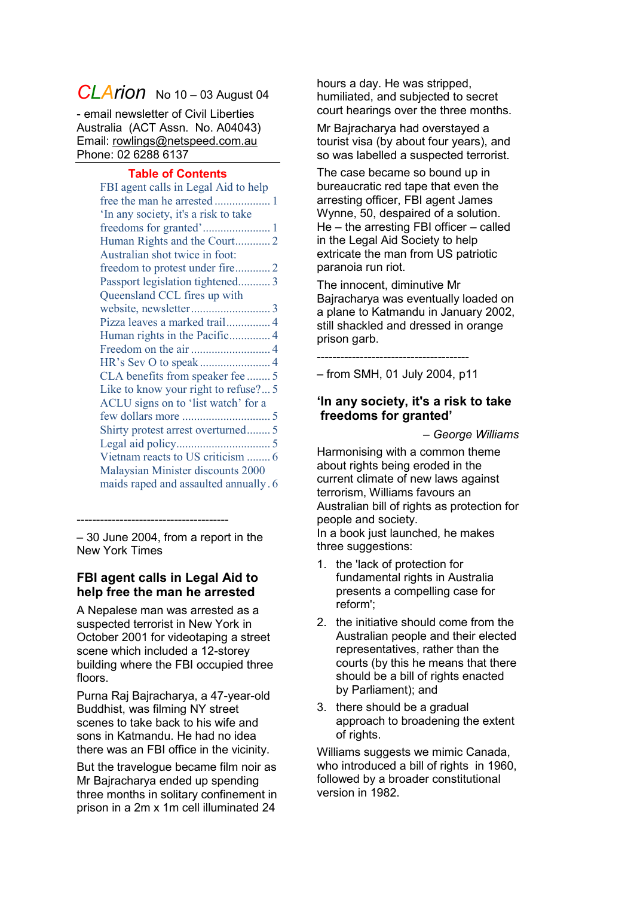# *CLArion* No 10 – 03 August 04

- email newsletter of Civil Liberties Australia (ACT Assn. No. A04043)
Email: rowlings@netspeed.com.au
Phone: 02 6288 6137

**Table of Contents**

- FBI agent calls in Legal Aid to help free the man he arrested ........ 1
- 'In any society, it's a risk to take freedoms for granted' ........ 1
- Human Rights and the Court ........ 2
- Australian shot twice in foot: freedom to protest under fire ........ 2
- Passport legislation tightened ........ 3
- Queensland CCL fires up with website, newsletter ........ 3
- Pizza leaves a marked trail ........ 4
- Human rights in the Pacific ........ 4
- Freedom on the air ........ 4
- HR's Sev O to speak ........ 4
- CLA benefits from speaker fee ........ 5
- Like to know your right to refuse? ... 5
- ACLU signs on to 'list watch' for a few dollars more ........ 5
- Shirty protest arrest overturned ........ 5
- Legal aid policy ........ 5
- Vietnam reacts to US criticism ........ 6
- Malaysian Minister discounts 2000 maids raped and assaulted annually . 6

---------------------------------------

– 30 June 2004, from a report in the New York Times

## FBI agent calls in Legal Aid to help free the man he arrested

A Nepalese man was arrested as a suspected terrorist in New York in October 2001 for videotaping a street scene which included a 12-storey building where the FBI occupied three floors.

Purna Raj Bajracharya, a 47-year-old Buddhist, was filming NY street scenes to take back to his wife and sons in Katmandu. He had no idea there was an FBI office in the vicinity.

But the travelogue became film noir as Mr Bajracharya ended up spending three months in solitary confinement in prison in a 2m x 1m cell illuminated 24 hours a day. He was stripped, humiliated, and subjected to secret court hearings over the three months.

Mr Bajracharya had overstayed a tourist visa (by about four years), and so was labelled a suspected terrorist.

The case became so bound up in bureaucratic red tape that even the arresting officer, FBI agent James Wynne, 50, despaired of a solution. He – the arresting FBI officer – called in the Legal Aid Society to help extricate the man from US patriotic paranoia run riot.

The innocent, diminutive Mr Bajracharya was eventually loaded on a plane to Katmandu in January 2002, still shackled and dressed in orange prison garb.

---------------------------------------

– from SMH, 01 July 2004, p11

## 'In any society, it's a risk to take freedoms for granted'

*– George Williams*

Harmonising with a common theme about rights being eroded in the current climate of new laws against terrorism, Williams favours an Australian bill of rights as protection for people and society.
In a book just launched, he makes three suggestions:

1. the 'lack of protection for fundamental rights in Australia presents a compelling case for reform';
2. the initiative should come from the Australian people and their elected representatives, rather than the courts (by this he means that there should be a bill of rights enacted by Parliament); and
3. there should be a gradual approach to broadening the extent of rights.

Williams suggests we mimic Canada, who introduced a bill of rights in 1960, followed by a broader constitutional version in 1982.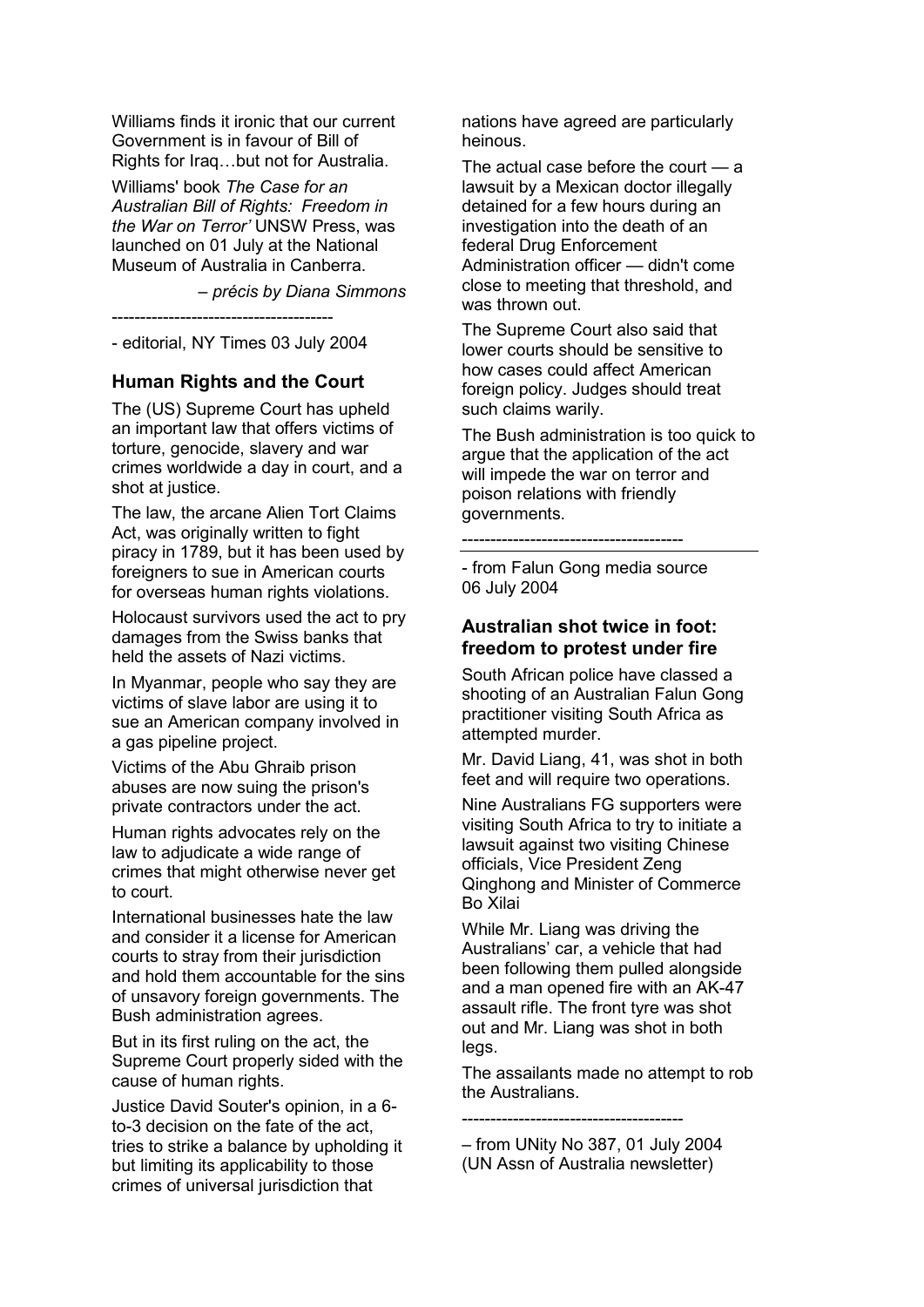Williams finds it ironic that our current Government is in favour of Bill of Rights for Iraq…but not for Australia.

Williams' book *The Case for an Australian Bill of Rights: Freedom in the War on Terror'* UNSW Press, was launched on 01 July at the National Museum of Australia in Canberra.

*– précis by Diana Simmons*

---

- editorial, NY Times 03 July 2004

### Human Rights and the Court

The (US) Supreme Court has upheld an important law that offers victims of torture, genocide, slavery and war crimes worldwide a day in court, and a shot at justice.

The law, the arcane Alien Tort Claims Act, was originally written to fight piracy in 1789, but it has been used by foreigners to sue in American courts for overseas human rights violations.

Holocaust survivors used the act to pry damages from the Swiss banks that held the assets of Nazi victims.

In Myanmar, people who say they are victims of slave labor are using it to sue an American company involved in a gas pipeline project.

Victims of the Abu Ghraib prison abuses are now suing the prison's private contractors under the act.

Human rights advocates rely on the law to adjudicate a wide range of crimes that might otherwise never get to court.

International businesses hate the law and consider it a license for American courts to stray from their jurisdiction and hold them accountable for the sins of unsavory foreign governments. The Bush administration agrees.

But in its first ruling on the act, the Supreme Court properly sided with the cause of human rights.

Justice David Souter's opinion, in a 6-to-3 decision on the fate of the act, tries to strike a balance by upholding it but limiting its applicability to those crimes of universal jurisdiction that nations have agreed are particularly heinous.

The actual case before the court — a lawsuit by a Mexican doctor illegally detained for a few hours during an investigation into the death of an federal Drug Enforcement Administration officer — didn't come close to meeting that threshold, and was thrown out.

The Supreme Court also said that lower courts should be sensitive to how cases could affect American foreign policy. Judges should treat such claims warily.

The Bush administration is too quick to argue that the application of the act will impede the war on terror and poison relations with friendly governments.

---

- from Falun Gong media source 06 July 2004

### Australian shot twice in foot: freedom to protest under fire

South African police have classed a shooting of an Australian Falun Gong practitioner visiting South Africa as attempted murder.

Mr. David Liang, 41, was shot in both feet and will require two operations.

Nine Australians FG supporters were visiting South Africa to try to initiate a lawsuit against two visiting Chinese officials, Vice President Zeng Qinghong and Minister of Commerce Bo Xilai

While Mr. Liang was driving the Australians' car, a vehicle that had been following them pulled alongside and a man opened fire with an AK-47 assault rifle. The front tyre was shot out and Mr. Liang was shot in both legs.

The assailants made no attempt to rob the Australians.

---

– from UNity No 387, 01 July 2004 (UN Assn of Australia newsletter)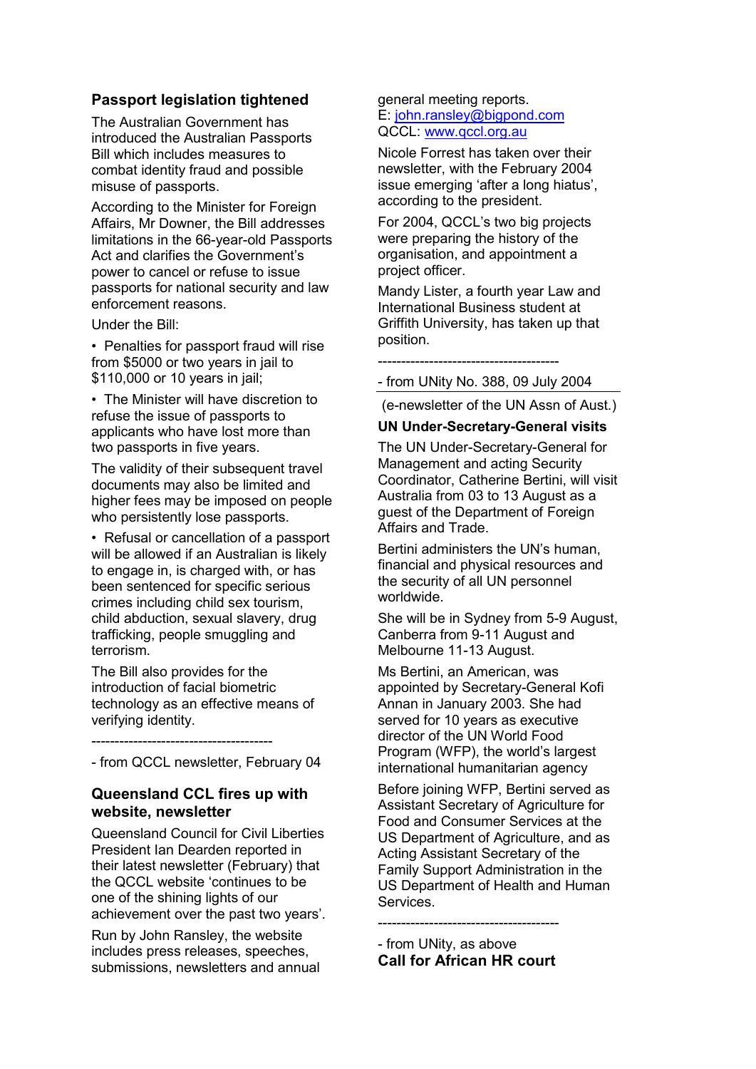## Passport legislation tightened

The Australian Government has introduced the Australian Passports Bill which includes measures to combat identity fraud and possible misuse of passports.

According to the Minister for Foreign Affairs, Mr Downer, the Bill addresses limitations in the 66-year-old Passports Act and clarifies the Government's power to cancel or refuse to issue passports for national security and law enforcement reasons.

Under the Bill:

- Penalties for passport fraud will rise from $5000 or two years in jail to $110,000 or 10 years in jail;
- The Minister will have discretion to refuse the issue of passports to applicants who have lost more than two passports in five years.

The validity of their subsequent travel documents may also be limited and higher fees may be imposed on people who persistently lose passports.

- Refusal or cancellation of a passport will be allowed if an Australian is likely to engage in, is charged with, or has been sentenced for specific serious crimes including child sex tourism, child abduction, sexual slavery, drug trafficking, people smuggling and terrorism.

The Bill also provides for the introduction of facial biometric technology as an effective means of verifying identity.

---------------------------------------

- from QCCL newsletter, February 04

## Queensland CCL fires up with website, newsletter

Queensland Council for Civil Liberties President Ian Dearden reported in their latest newsletter (February) that the QCCL website 'continues to be one of the shining lights of our achievement over the past two years'.

Run by John Ransley, the website includes press releases, speeches, submissions, newsletters and annual general meeting reports.
E: john.ransley@bigpond.com
QCCL: www.qccl.org.au

Nicole Forrest has taken over their newsletter, with the February 2004 issue emerging 'after a long hiatus', according to the president.

For 2004, QCCL's two big projects were preparing the history of the organisation, and appointment a project officer.

Mandy Lister, a fourth year Law and International Business student at Griffith University, has taken up that position.

---------------------------------------

- from UNity No. 388, 09 July 2004

(e-newsletter of the UN Assn of Aust.)

**UN Under-Secretary-General visits**

The UN Under-Secretary-General for Management and acting Security Coordinator, Catherine Bertini, will visit Australia from 03 to 13 August as a guest of the Department of Foreign Affairs and Trade.

Bertini administers the UN's human, financial and physical resources and the security of all UN personnel worldwide.

She will be in Sydney from 5-9 August, Canberra from 9-11 August and Melbourne 11-13 August.

Ms Bertini, an American, was appointed by Secretary-General Kofi Annan in January 2003. She had served for 10 years as executive director of the UN World Food Program (WFP), the world's largest international humanitarian agency

Before joining WFP, Bertini served as Assistant Secretary of Agriculture for Food and Consumer Services at the US Department of Agriculture, and as Acting Assistant Secretary of the Family Support Administration in the US Department of Health and Human Services.

---------------------------------------

- from UNity, as above

## Call for African HR court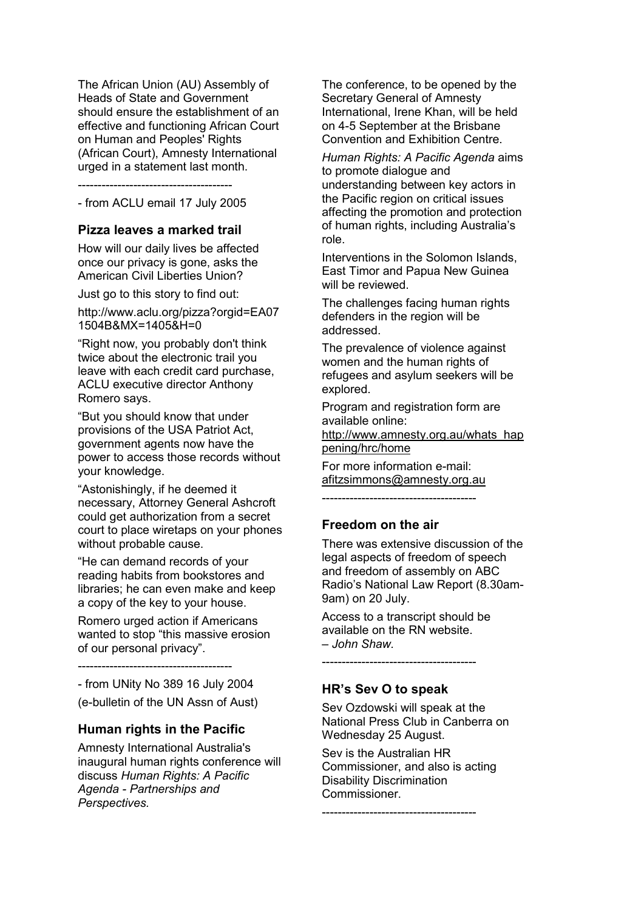The African Union (AU) Assembly of Heads of State and Government should ensure the establishment of an effective and functioning African Court on Human and Peoples' Rights (African Court), Amnesty International urged in a statement last month.

---------------------------------------

- from ACLU email 17 July 2005

### Pizza leaves a marked trail

How will our daily lives be affected once our privacy is gone, asks the American Civil Liberties Union?

Just go to this story to find out:

http://www.aclu.org/pizza?orgid=EA071504B&MX=1405&H=0

"Right now, you probably don't think twice about the electronic trail you leave with each credit card purchase, ACLU executive director Anthony Romero says.

"But you should know that under provisions of the USA Patriot Act, government agents now have the power to access those records without your knowledge.

"Astonishingly, if he deemed it necessary, Attorney General Ashcroft could get authorization from a secret court to place wiretaps on your phones without probable cause.

"He can demand records of your reading habits from bookstores and libraries; he can even make and keep a copy of the key to your house.

Romero urged action if Americans wanted to stop "this massive erosion of our personal privacy".

---------------------------------------

- from UNity No 389 16 July 2004

(e-bulletin of the UN Assn of Aust)

### Human rights in the Pacific

Amnesty International Australia's inaugural human rights conference will discuss *Human Rights: A Pacific Agenda - Partnerships and Perspectives.*

The conference, to be opened by the Secretary General of Amnesty International, Irene Khan, will be held on 4-5 September at the Brisbane Convention and Exhibition Centre.

*Human Rights: A Pacific Agenda* aims to promote dialogue and understanding between key actors in the Pacific region on critical issues affecting the promotion and protection of human rights, including Australia's role.

Interventions in the Solomon Islands, East Timor and Papua New Guinea will be reviewed.

The challenges facing human rights defenders in the region will be addressed.

The prevalence of violence against women and the human rights of refugees and asylum seekers will be explored.

Program and registration form are available online: http://www.amnesty.org.au/whats_happening/hrc/home

For more information e-mail: afitzsimmons@amnesty.org.au

---------------------------------------

### Freedom on the air

There was extensive discussion of the legal aspects of freedom of speech and freedom of assembly on ABC Radio's National Law Report (8.30am-9am) on 20 July.

Access to a transcript should be available on the RN website.
– *John Shaw.*

---------------------------------------

### HR's Sev O to speak

Sev Ozdowski will speak at the National Press Club in Canberra on Wednesday 25 August.

Sev is the Australian HR Commissioner, and also is acting Disability Discrimination Commissioner.

---------------------------------------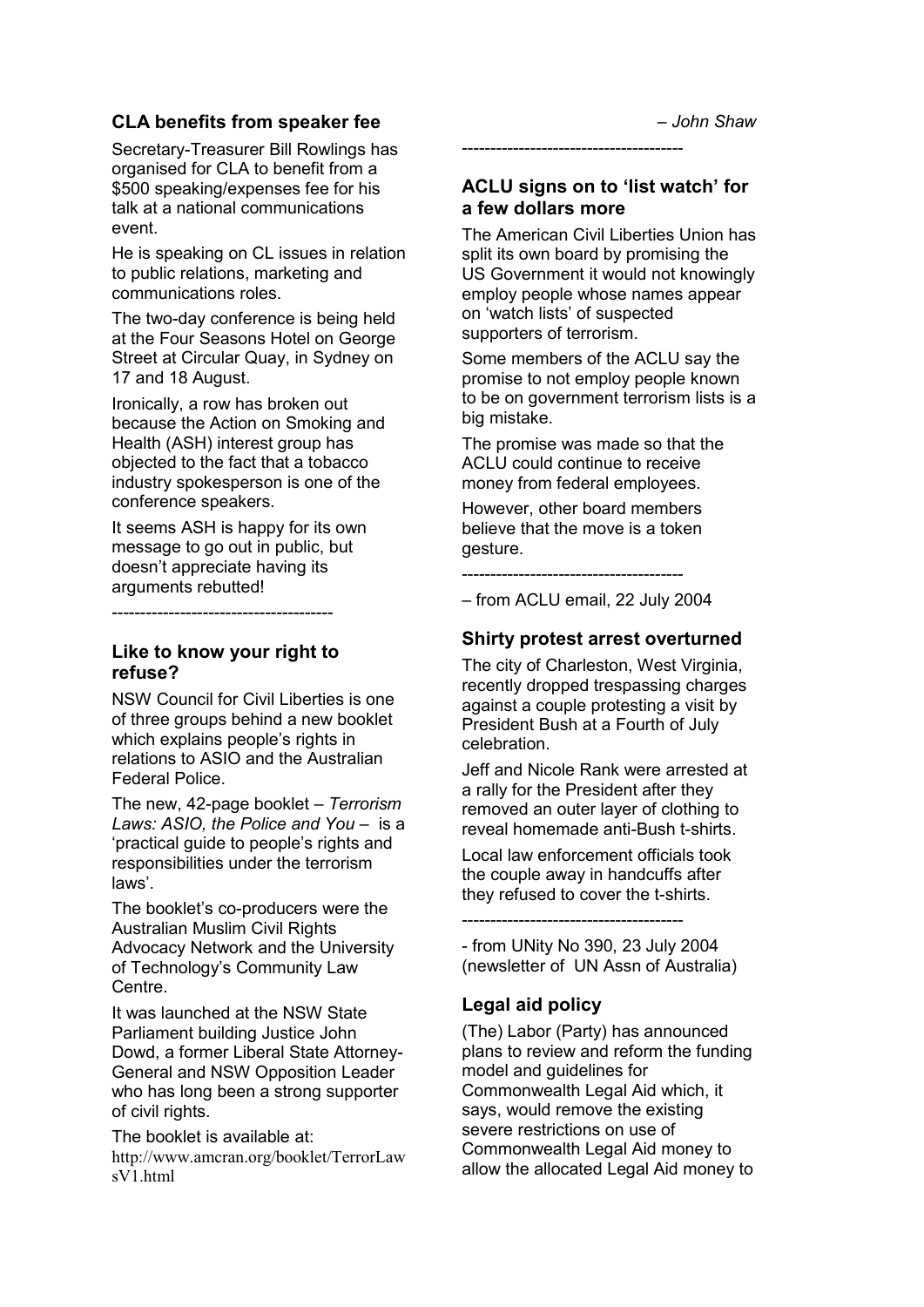## CLA benefits from speaker fee

Secretary-Treasurer Bill Rowlings has organised for CLA to benefit from a $500 speaking/expenses fee for his talk at a national communications event.

He is speaking on CL issues in relation to public relations, marketing and communications roles.

The two-day conference is being held at the Four Seasons Hotel on George Street at Circular Quay, in Sydney on 17 and 18 August.

Ironically, a row has broken out because the Action on Smoking and Health (ASH) interest group has objected to the fact that a tobacco industry spokesperson is one of the conference speakers.

It seems ASH is happy for its own message to go out in public, but doesn't appreciate having its arguments rebutted!

---------------------------------------

## Like to know your right to refuse?

NSW Council for Civil Liberties is one of three groups behind a new booklet which explains people's rights in relations to ASIO and the Australian Federal Police.

The new, 42-page booklet – *Terrorism Laws: ASIO, the Police and You* – is a 'practical guide to people's rights and responsibilities under the terrorism laws'.

The booklet's co-producers were the Australian Muslim Civil Rights Advocacy Network and the University of Technology's Community Law Centre.

It was launched at the NSW State Parliament building Justice John Dowd, a former Liberal State Attorney-General and NSW Opposition Leader who has long been a strong supporter of civil rights.

The booklet is available at: http://www.amcran.org/booklet/TerrorLawsV1.html

*– John Shaw*

---------------------------------------

## ACLU signs on to 'list watch' for a few dollars more

The American Civil Liberties Union has split its own board by promising the US Government it would not knowingly employ people whose names appear on 'watch lists' of suspected supporters of terrorism.

Some members of the ACLU say the promise to not employ people known to be on government terrorism lists is a big mistake.

The promise was made so that the ACLU could continue to receive money from federal employees.

However, other board members believe that the move is a token gesture.

---------------------------------------

– from ACLU email, 22 July 2004

## Shirty protest arrest overturned

The city of Charleston, West Virginia, recently dropped trespassing charges against a couple protesting a visit by President Bush at a Fourth of July celebration.

Jeff and Nicole Rank were arrested at a rally for the President after they removed an outer layer of clothing to reveal homemade anti-Bush t-shirts.

Local law enforcement officials took the couple away in handcuffs after they refused to cover the t-shirts.

---------------------------------------

- from UNity No 390, 23 July 2004 (newsletter of UN Assn of Australia)

## Legal aid policy

(The) Labor (Party) has announced plans to review and reform the funding model and guidelines for Commonwealth Legal Aid which, it says, would remove the existing severe restrictions on use of Commonwealth Legal Aid money to allow the allocated Legal Aid money to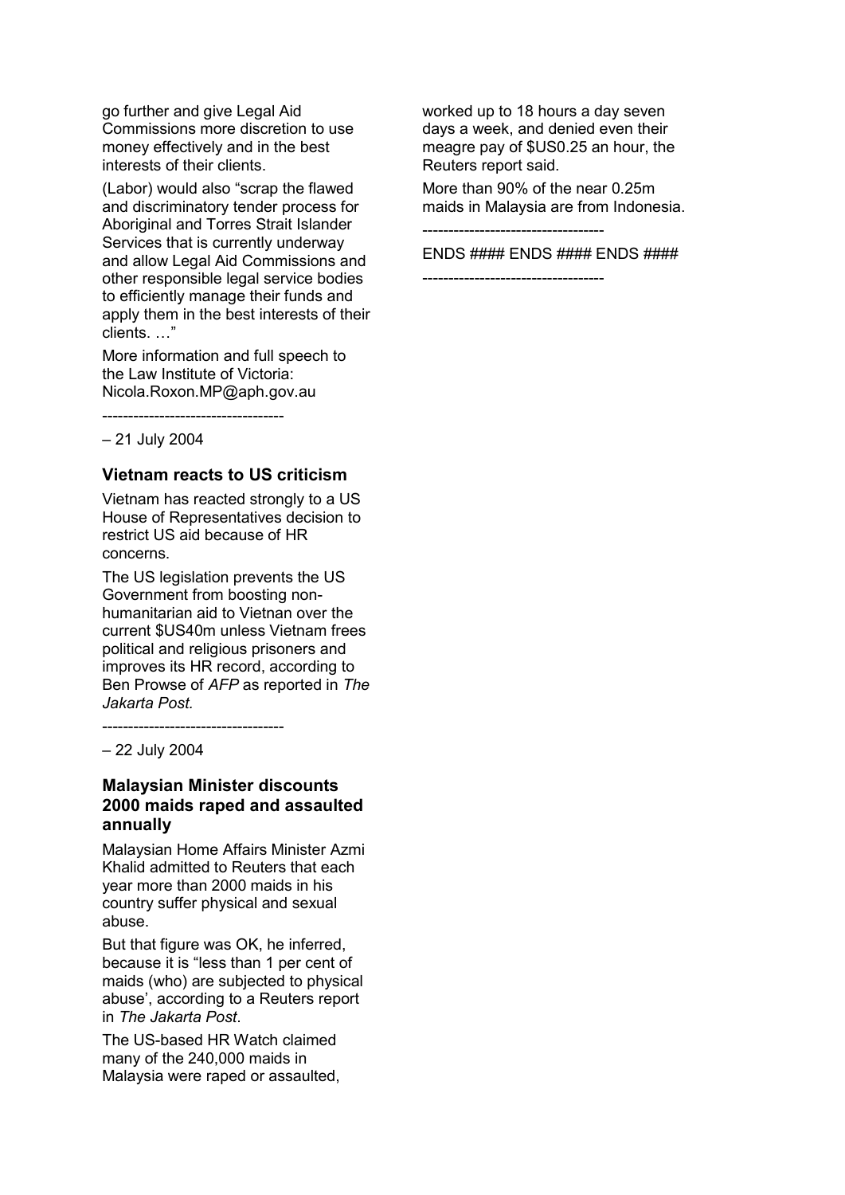go further and give Legal Aid Commissions more discretion to use money effectively and in the best interests of their clients.

(Labor) would also "scrap the flawed and discriminatory tender process for Aboriginal and Torres Strait Islander Services that is currently underway and allow Legal Aid Commissions and other responsible legal service bodies to efficiently manage their funds and apply them in the best interests of their clients. …"

More information and full speech to the Law Institute of Victoria: Nicola.Roxon.MP@aph.gov.au

----------------------------------

– 21 July 2004

### Vietnam reacts to US criticism

Vietnam has reacted strongly to a US House of Representatives decision to restrict US aid because of HR concerns.

The US legislation prevents the US Government from boosting non-humanitarian aid to Vietnan over the current $US40m unless Vietnam frees political and religious prisoners and improves its HR record, according to Ben Prowse of *AFP* as reported in *The Jakarta Post.*

----------------------------------

– 22 July 2004

### Malaysian Minister discounts 2000 maids raped and assaulted annually

Malaysian Home Affairs Minister Azmi Khalid admitted to Reuters that each year more than 2000 maids in his country suffer physical and sexual abuse.

But that figure was OK, he inferred, because it is "less than 1 per cent of maids (who) are subjected to physical abuse', according to a Reuters report in *The Jakarta Post*.

The US-based HR Watch claimed many of the 240,000 maids in Malaysia were raped or assaulted, worked up to 18 hours a day seven days a week, and denied even their meagre pay of $US0.25 an hour, the Reuters report said.

More than 90% of the near 0.25m maids in Malaysia are from Indonesia.

----------------------------------

ENDS #### ENDS #### ENDS ####

----------------------------------